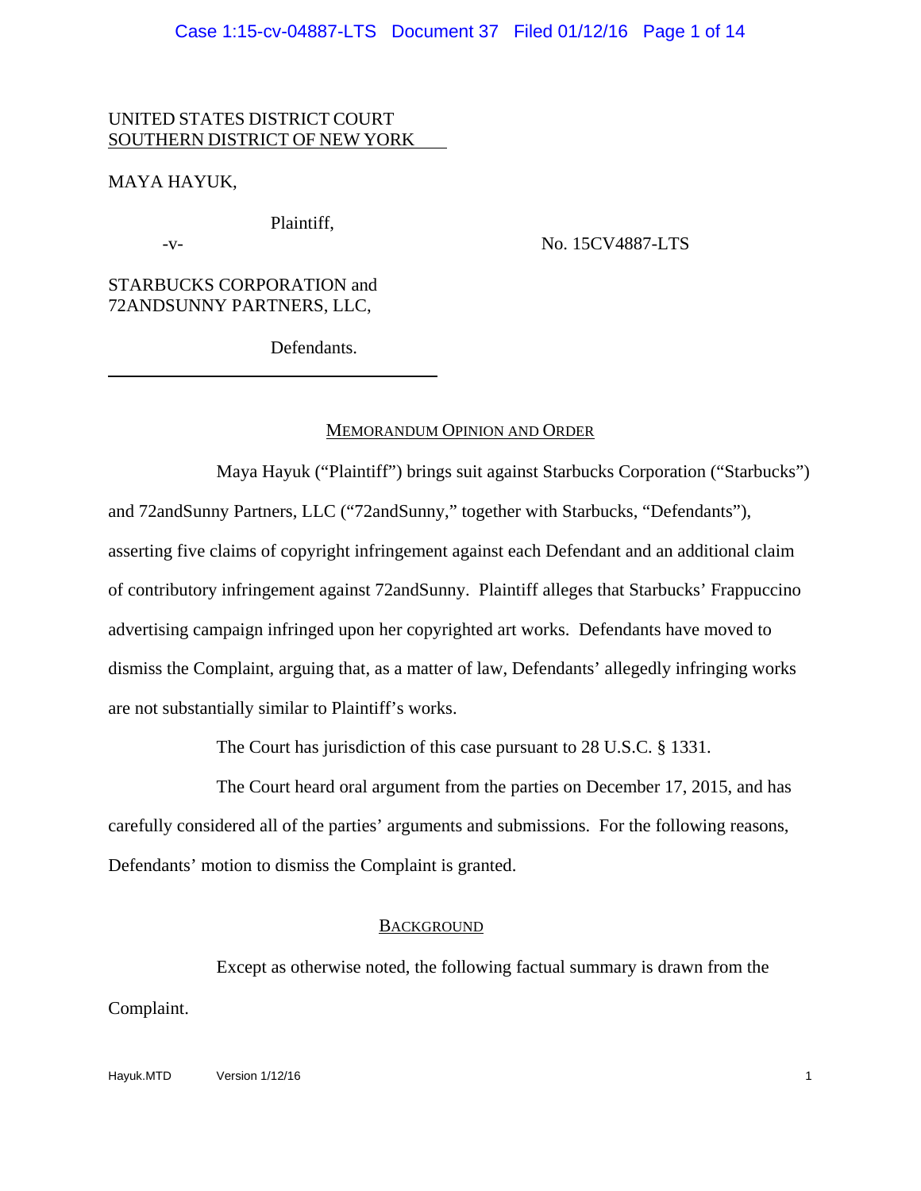UNITED STATES DISTRICT COURT
SOUTHERN DISTRICT OF NEW YORK

MAYA HAYUK,

Plaintiff,

-v-

No. 15CV4887-LTS

STARBUCKS CORPORATION and 72ANDSUNNY PARTNERS, LLC,

Defendants.

## MEMORANDUM OPINION AND ORDER

Maya Hayuk ("Plaintiff") brings suit against Starbucks Corporation ("Starbucks") and 72andSunny Partners, LLC ("72andSunny," together with Starbucks, "Defendants"), asserting five claims of copyright infringement against each Defendant and an additional claim of contributory infringement against 72andSunny. Plaintiff alleges that Starbucks' Frappuccino advertising campaign infringed upon her copyrighted art works. Defendants have moved to dismiss the Complaint, arguing that, as a matter of law, Defendants' allegedly infringing works are not substantially similar to Plaintiff's works.

The Court has jurisdiction of this case pursuant to 28 U.S.C. § 1331.

The Court heard oral argument from the parties on December 17, 2015, and has carefully considered all of the parties' arguments and submissions. For the following reasons, Defendants' motion to dismiss the Complaint is granted.

## BACKGROUND

Except as otherwise noted, the following factual summary is drawn from the Complaint.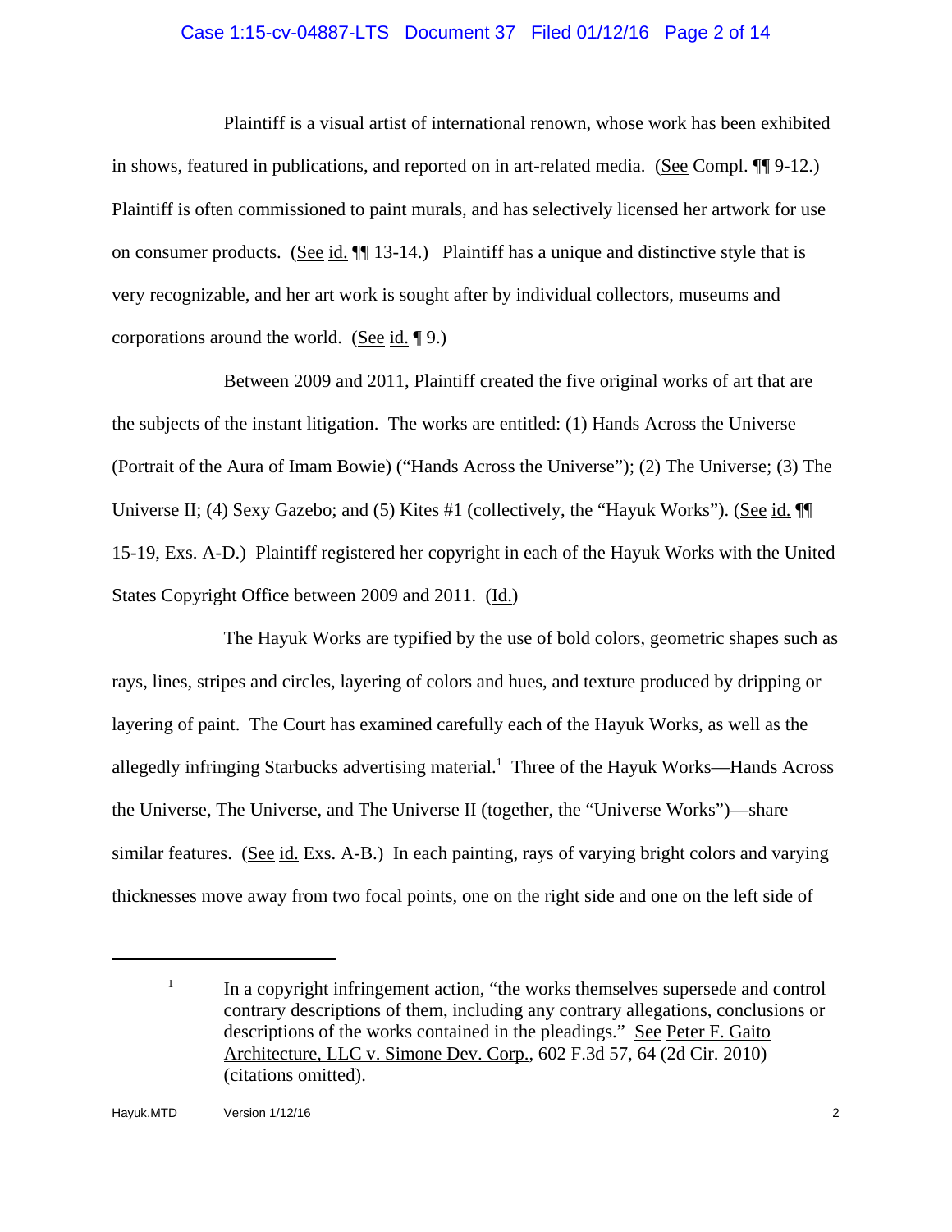Plaintiff is a visual artist of international renown, whose work has been exhibited in shows, featured in publications, and reported on in art-related media. (See Compl. ¶¶ 9-12.) Plaintiff is often commissioned to paint murals, and has selectively licensed her artwork for use on consumer products. (See id. ¶¶ 13-14.) Plaintiff has a unique and distinctive style that is very recognizable, and her art work is sought after by individual collectors, museums and corporations around the world. (See id. ¶ 9.)

Between 2009 and 2011, Plaintiff created the five original works of art that are the subjects of the instant litigation. The works are entitled: (1) Hands Across the Universe (Portrait of the Aura of Imam Bowie) ("Hands Across the Universe"); (2) The Universe; (3) The Universe II; (4) Sexy Gazebo; and (5) Kites #1 (collectively, the "Hayuk Works"). (See id. ¶¶ 15-19, Exs. A-D.) Plaintiff registered her copyright in each of the Hayuk Works with the United States Copyright Office between 2009 and 2011. (Id.)

The Hayuk Works are typified by the use of bold colors, geometric shapes such as rays, lines, stripes and circles, layering of colors and hues, and texture produced by dripping or layering of paint. The Court has examined carefully each of the Hayuk Works, as well as the allegedly infringing Starbucks advertising material.[1] Three of the Hayuk Works—Hands Across the Universe, The Universe, and The Universe II (together, the "Universe Works")—share similar features. (See id. Exs. A-B.) In each painting, rays of varying bright colors and varying thicknesses move away from two focal points, one on the right side and one on the left side of

---

[1] In a copyright infringement action, "the works themselves supersede and control contrary descriptions of them, including any contrary allegations, conclusions or descriptions of the works contained in the pleadings." See Peter F. Gaito Architecture, LLC v. Simone Dev. Corp., 602 F.3d 57, 64 (2d Cir. 2010) (citations omitted).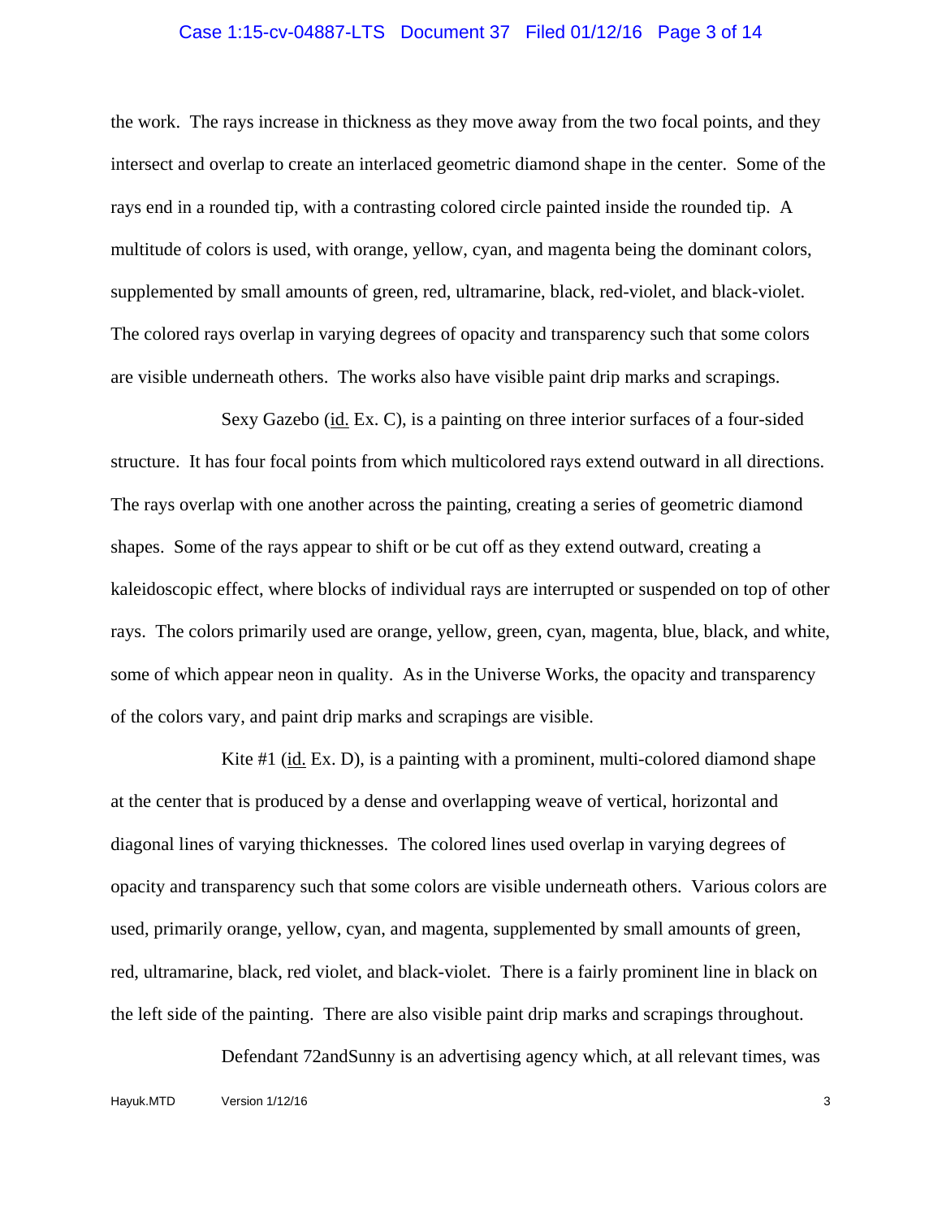the work. The rays increase in thickness as they move away from the two focal points, and they intersect and overlap to create an interlaced geometric diamond shape in the center. Some of the rays end in a rounded tip, with a contrasting colored circle painted inside the rounded tip. A multitude of colors is used, with orange, yellow, cyan, and magenta being the dominant colors, supplemented by small amounts of green, red, ultramarine, black, red-violet, and black-violet. The colored rays overlap in varying degrees of opacity and transparency such that some colors are visible underneath others. The works also have visible paint drip marks and scrapings.

Sexy Gazebo (id. Ex. C), is a painting on three interior surfaces of a four-sided structure. It has four focal points from which multicolored rays extend outward in all directions. The rays overlap with one another across the painting, creating a series of geometric diamond shapes. Some of the rays appear to shift or be cut off as they extend outward, creating a kaleidoscopic effect, where blocks of individual rays are interrupted or suspended on top of other rays. The colors primarily used are orange, yellow, green, cyan, magenta, blue, black, and white, some of which appear neon in quality. As in the Universe Works, the opacity and transparency of the colors vary, and paint drip marks and scrapings are visible.

Kite #1 (id. Ex. D), is a painting with a prominent, multi-colored diamond shape at the center that is produced by a dense and overlapping weave of vertical, horizontal and diagonal lines of varying thicknesses. The colored lines used overlap in varying degrees of opacity and transparency such that some colors are visible underneath others. Various colors are used, primarily orange, yellow, cyan, and magenta, supplemented by small amounts of green, red, ultramarine, black, red violet, and black-violet. There is a fairly prominent line in black on the left side of the painting. There are also visible paint drip marks and scrapings throughout.

Defendant 72andSunny is an advertising agency which, at all relevant times, was

Hayuk.MTD Version 1/12/16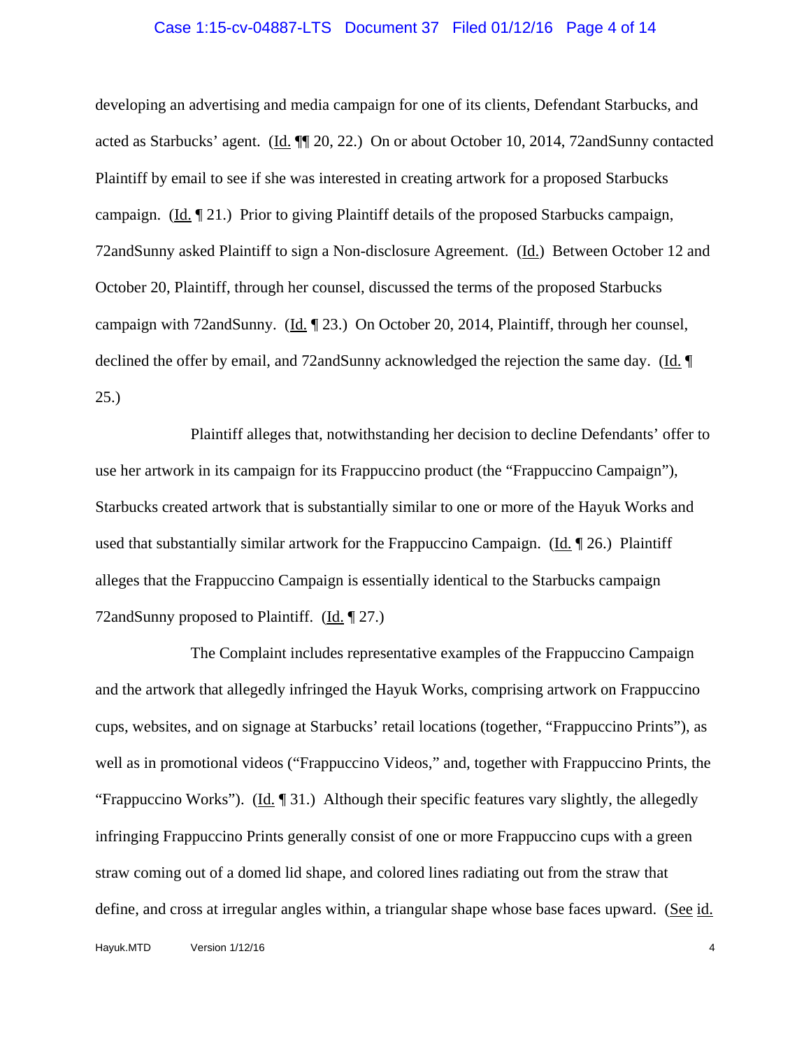developing an advertising and media campaign for one of its clients, Defendant Starbucks, and acted as Starbucks' agent. (Id. ¶¶ 20, 22.) On or about October 10, 2014, 72andSunny contacted Plaintiff by email to see if she was interested in creating artwork for a proposed Starbucks campaign. (Id. ¶ 21.) Prior to giving Plaintiff details of the proposed Starbucks campaign, 72andSunny asked Plaintiff to sign a Non-disclosure Agreement. (Id.) Between October 12 and October 20, Plaintiff, through her counsel, discussed the terms of the proposed Starbucks campaign with 72andSunny. (Id. ¶ 23.) On October 20, 2014, Plaintiff, through her counsel, declined the offer by email, and 72andSunny acknowledged the rejection the same day. (Id. ¶ 25.)

Plaintiff alleges that, notwithstanding her decision to decline Defendants' offer to use her artwork in its campaign for its Frappuccino product (the "Frappuccino Campaign"), Starbucks created artwork that is substantially similar to one or more of the Hayuk Works and used that substantially similar artwork for the Frappuccino Campaign. (Id. ¶ 26.) Plaintiff alleges that the Frappuccino Campaign is essentially identical to the Starbucks campaign 72andSunny proposed to Plaintiff. (Id. ¶ 27.)

The Complaint includes representative examples of the Frappuccino Campaign and the artwork that allegedly infringed the Hayuk Works, comprising artwork on Frappuccino cups, websites, and on signage at Starbucks' retail locations (together, "Frappuccino Prints"), as well as in promotional videos ("Frappuccino Videos," and, together with Frappuccino Prints, the "Frappuccino Works"). (Id. ¶ 31.) Although their specific features vary slightly, the allegedly infringing Frappuccino Prints generally consist of one or more Frappuccino cups with a green straw coming out of a domed lid shape, and colored lines radiating out from the straw that define, and cross at irregular angles within, a triangular shape whose base faces upward. (See id.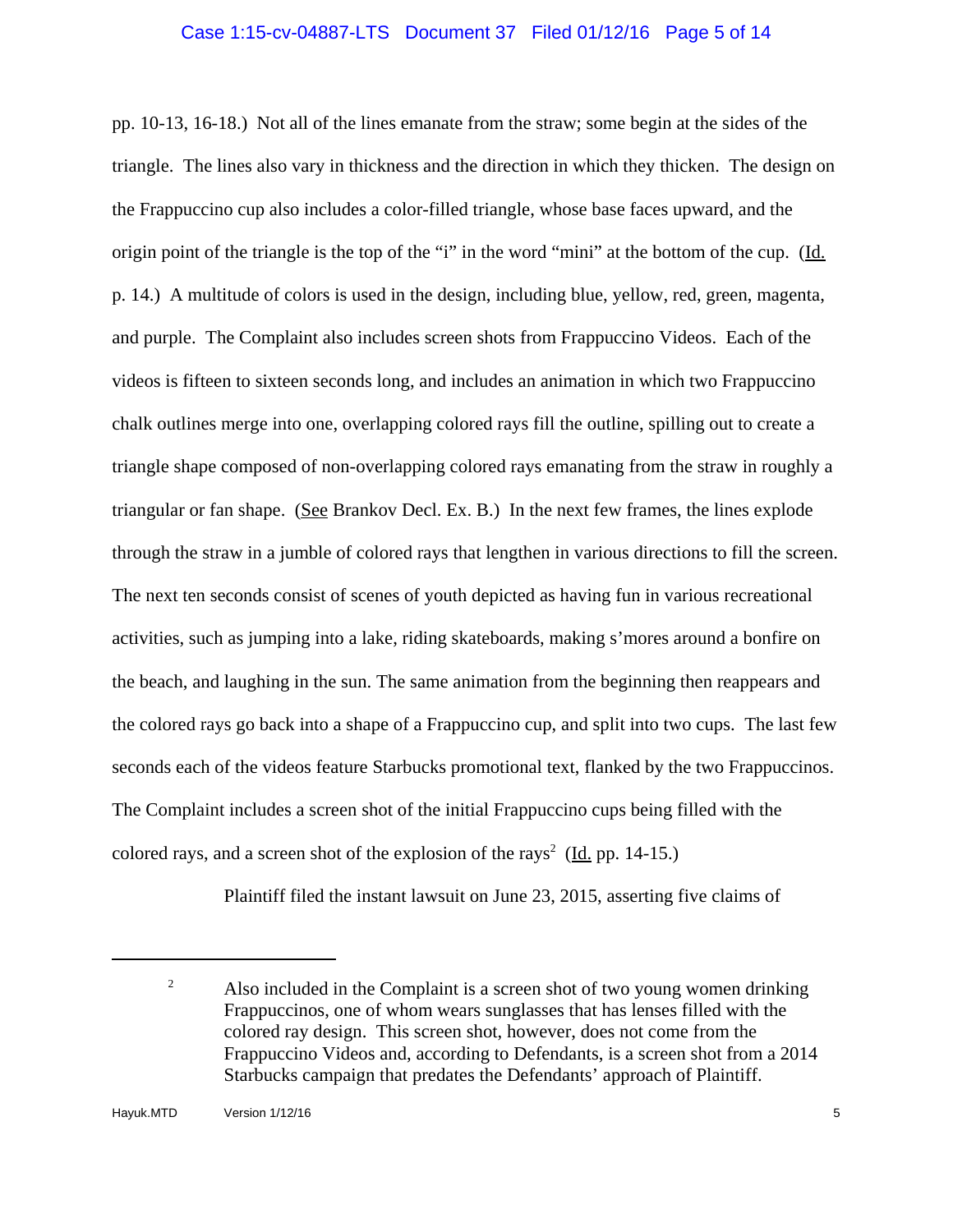pp. 10-13, 16-18.) Not all of the lines emanate from the straw; some begin at the sides of the triangle. The lines also vary in thickness and the direction in which they thicken. The design on the Frappuccino cup also includes a color-filled triangle, whose base faces upward, and the origin point of the triangle is the top of the "i" in the word "mini" at the bottom of the cup. (Id. p. 14.) A multitude of colors is used in the design, including blue, yellow, red, green, magenta, and purple. The Complaint also includes screen shots from Frappuccino Videos. Each of the videos is fifteen to sixteen seconds long, and includes an animation in which two Frappuccino chalk outlines merge into one, overlapping colored rays fill the outline, spilling out to create a triangle shape composed of non-overlapping colored rays emanating from the straw in roughly a triangular or fan shape. (See Brankov Decl. Ex. B.) In the next few frames, the lines explode through the straw in a jumble of colored rays that lengthen in various directions to fill the screen. The next ten seconds consist of scenes of youth depicted as having fun in various recreational activities, such as jumping into a lake, riding skateboards, making s'mores around a bonfire on the beach, and laughing in the sun. The same animation from the beginning then reappears and the colored rays go back into a shape of a Frappuccino cup, and split into two cups. The last few seconds each of the videos feature Starbucks promotional text, flanked by the two Frappuccinos. The Complaint includes a screen shot of the initial Frappuccino cups being filled with the colored rays, and a screen shot of the explosion of the rays[2] (Id. pp. 14-15.)

Plaintiff filed the instant lawsuit on June 23, 2015, asserting five claims of

---

[2] Also included in the Complaint is a screen shot of two young women drinking Frappuccinos, one of whom wears sunglasses that has lenses filled with the colored ray design. This screen shot, however, does not come from the Frappuccino Videos and, according to Defendants, is a screen shot from a 2014 Starbucks campaign that predates the Defendants' approach of Plaintiff.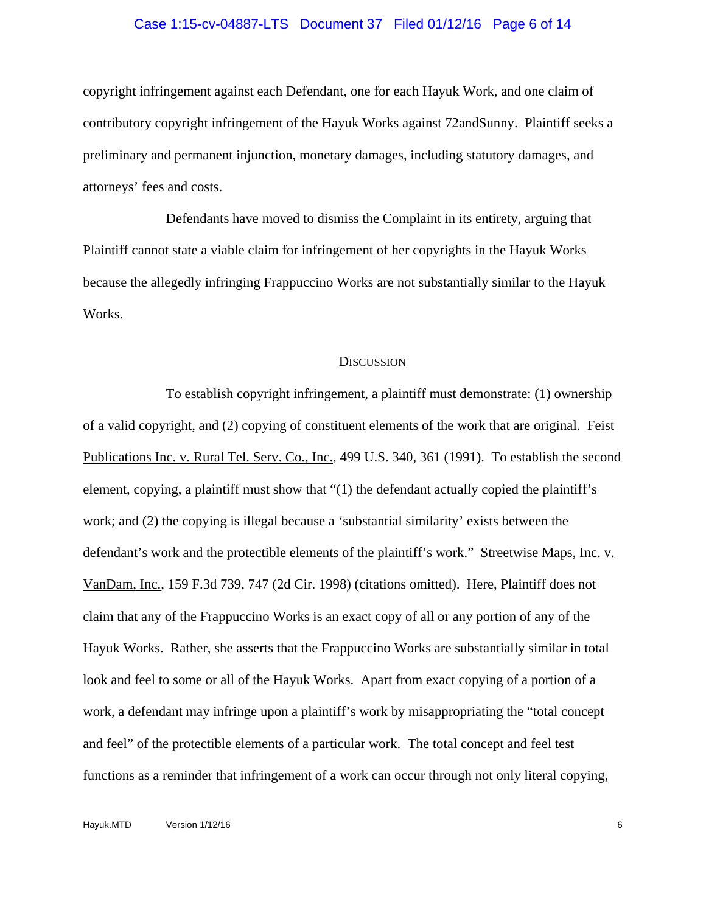copyright infringement against each Defendant, one for each Hayuk Work, and one claim of contributory copyright infringement of the Hayuk Works against 72andSunny. Plaintiff seeks a preliminary and permanent injunction, monetary damages, including statutory damages, and attorneys' fees and costs.

Defendants have moved to dismiss the Complaint in its entirety, arguing that Plaintiff cannot state a viable claim for infringement of her copyrights in the Hayuk Works because the allegedly infringing Frappuccino Works are not substantially similar to the Hayuk Works.

## DISCUSSION

To establish copyright infringement, a plaintiff must demonstrate: (1) ownership of a valid copyright, and (2) copying of constituent elements of the work that are original. Feist Publications Inc. v. Rural Tel. Serv. Co., Inc., 499 U.S. 340, 361 (1991). To establish the second element, copying, a plaintiff must show that "(1) the defendant actually copied the plaintiff's work; and (2) the copying is illegal because a 'substantial similarity' exists between the defendant's work and the protectible elements of the plaintiff's work." Streetwise Maps, Inc. v. VanDam, Inc., 159 F.3d 739, 747 (2d Cir. 1998) (citations omitted). Here, Plaintiff does not claim that any of the Frappuccino Works is an exact copy of all or any portion of any of the Hayuk Works. Rather, she asserts that the Frappuccino Works are substantially similar in total look and feel to some or all of the Hayuk Works. Apart from exact copying of a portion of a work, a defendant may infringe upon a plaintiff's work by misappropriating the "total concept and feel" of the protectible elements of a particular work. The total concept and feel test functions as a reminder that infringement of a work can occur through not only literal copying,

Hayuk.MTD Version 1/12/16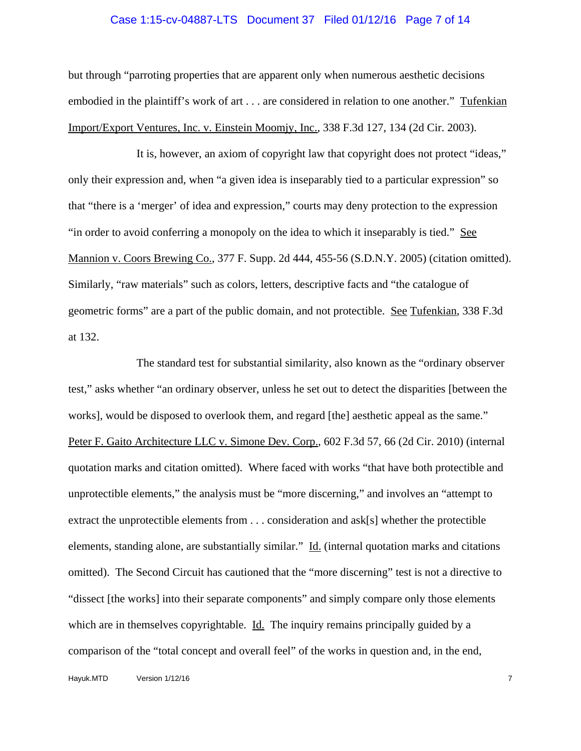but through "parroting properties that are apparent only when numerous aesthetic decisions embodied in the plaintiff's work of art . . . are considered in relation to one another." Tufenkian Import/Export Ventures, Inc. v. Einstein Moomjy, Inc., 338 F.3d 127, 134 (2d Cir. 2003).

It is, however, an axiom of copyright law that copyright does not protect "ideas," only their expression and, when "a given idea is inseparably tied to a particular expression" so that "there is a 'merger' of idea and expression," courts may deny protection to the expression "in order to avoid conferring a monopoly on the idea to which it inseparably is tied." See Mannion v. Coors Brewing Co., 377 F. Supp. 2d 444, 455-56 (S.D.N.Y. 2005) (citation omitted). Similarly, "raw materials" such as colors, letters, descriptive facts and "the catalogue of geometric forms" are a part of the public domain, and not protectible. See Tufenkian, 338 F.3d at 132.

The standard test for substantial similarity, also known as the "ordinary observer test," asks whether "an ordinary observer, unless he set out to detect the disparities [between the works], would be disposed to overlook them, and regard [the] aesthetic appeal as the same." Peter F. Gaito Architecture LLC v. Simone Dev. Corp., 602 F.3d 57, 66 (2d Cir. 2010) (internal quotation marks and citation omitted). Where faced with works "that have both protectible and unprotectible elements," the analysis must be "more discerning," and involves an "attempt to extract the unprotectible elements from . . . consideration and ask[s] whether the protectible elements, standing alone, are substantially similar." Id. (internal quotation marks and citations omitted). The Second Circuit has cautioned that the "more discerning" test is not a directive to "dissect [the works] into their separate components" and simply compare only those elements which are in themselves copyrightable. Id. The inquiry remains principally guided by a comparison of the "total concept and overall feel" of the works in question and, in the end,

Hayuk.MTD Version 1/12/16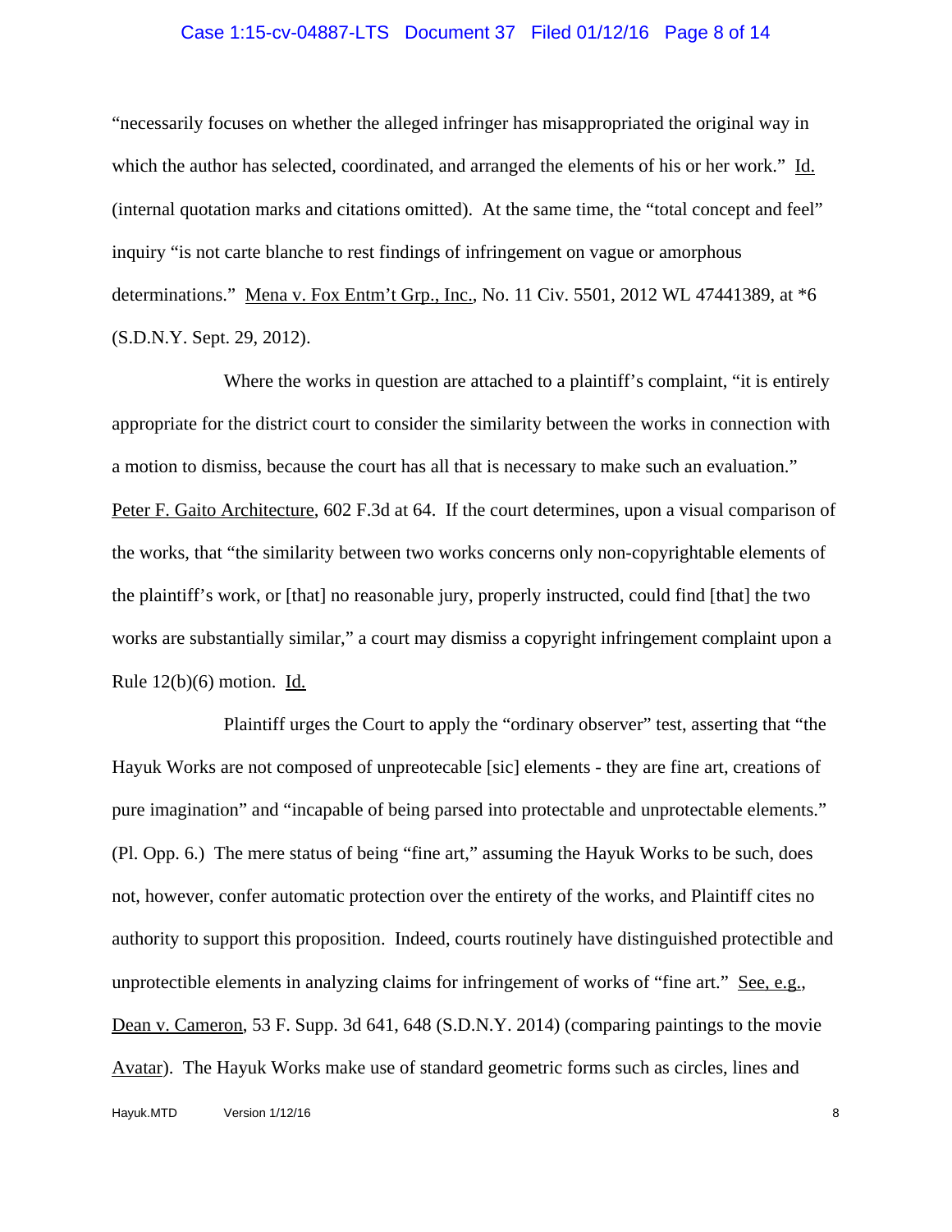"necessarily focuses on whether the alleged infringer has misappropriated the original way in which the author has selected, coordinated, and arranged the elements of his or her work." Id. (internal quotation marks and citations omitted). At the same time, the "total concept and feel" inquiry "is not carte blanche to rest findings of infringement on vague or amorphous determinations." Mena v. Fox Entm't Grp., Inc., No. 11 Civ. 5501, 2012 WL 47441389, at *6 (S.D.N.Y. Sept. 29, 2012).

Where the works in question are attached to a plaintiff's complaint, "it is entirely appropriate for the district court to consider the similarity between the works in connection with a motion to dismiss, because the court has all that is necessary to make such an evaluation." Peter F. Gaito Architecture, 602 F.3d at 64. If the court determines, upon a visual comparison of the works, that "the similarity between two works concerns only non-copyrightable elements of the plaintiff's work, or [that] no reasonable jury, properly instructed, could find [that] the two works are substantially similar," a court may dismiss a copyright infringement complaint upon a Rule 12(b)(6) motion. Id.

Plaintiff urges the Court to apply the "ordinary observer" test, asserting that "the Hayuk Works are not composed of unpreotecable [sic] elements - they are fine art, creations of pure imagination" and "incapable of being parsed into protectable and unprotectable elements." (Pl. Opp. 6.) The mere status of being "fine art," assuming the Hayuk Works to be such, does not, however, confer automatic protection over the entirety of the works, and Plaintiff cites no authority to support this proposition. Indeed, courts routinely have distinguished protectible and unprotectible elements in analyzing claims for infringement of works of "fine art." See, e.g., Dean v. Cameron, 53 F. Supp. 3d 641, 648 (S.D.N.Y. 2014) (comparing paintings to the movie Avatar). The Hayuk Works make use of standard geometric forms such as circles, lines and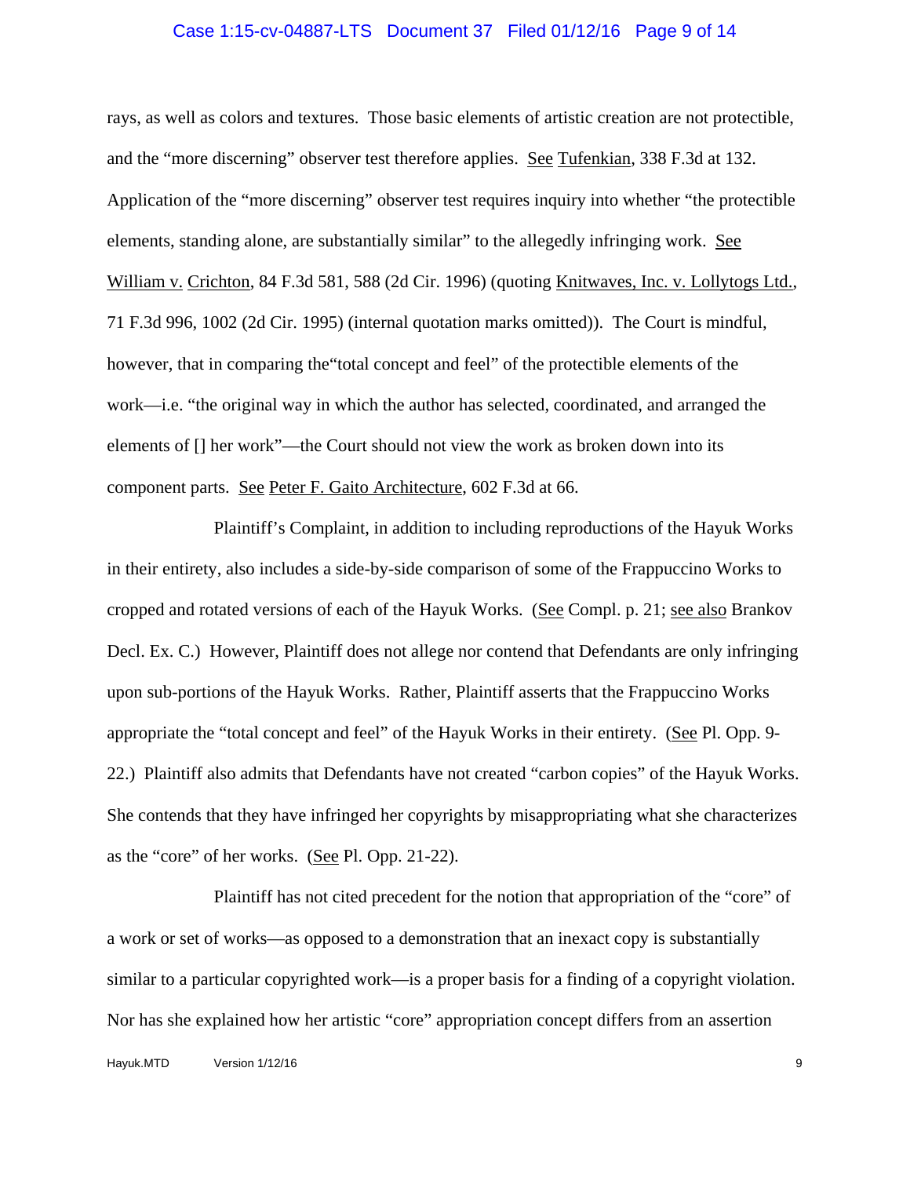rays, as well as colors and textures. Those basic elements of artistic creation are not protectible, and the "more discerning" observer test therefore applies. See Tufenkian, 338 F.3d at 132. Application of the "more discerning" observer test requires inquiry into whether "the protectible elements, standing alone, are substantially similar" to the allegedly infringing work. See William v. Crichton, 84 F.3d 581, 588 (2d Cir. 1996) (quoting Knitwaves, Inc. v. Lollytogs Ltd., 71 F.3d 996, 1002 (2d Cir. 1995) (internal quotation marks omitted)). The Court is mindful, however, that in comparing the"total concept and feel" of the protectible elements of the work—i.e. "the original way in which the author has selected, coordinated, and arranged the elements of [] her work"—the Court should not view the work as broken down into its component parts. See Peter F. Gaito Architecture, 602 F.3d at 66.

Plaintiff's Complaint, in addition to including reproductions of the Hayuk Works in their entirety, also includes a side-by-side comparison of some of the Frappuccino Works to cropped and rotated versions of each of the Hayuk Works. (See Compl. p. 21; see also Brankov Decl. Ex. C.) However, Plaintiff does not allege nor contend that Defendants are only infringing upon sub-portions of the Hayuk Works. Rather, Plaintiff asserts that the Frappuccino Works appropriate the "total concept and feel" of the Hayuk Works in their entirety. (See Pl. Opp. 9-22.) Plaintiff also admits that Defendants have not created "carbon copies" of the Hayuk Works. She contends that they have infringed her copyrights by misappropriating what she characterizes as the "core" of her works. (See Pl. Opp. 21-22).

Plaintiff has not cited precedent for the notion that appropriation of the "core" of a work or set of works—as opposed to a demonstration that an inexact copy is substantially similar to a particular copyrighted work—is a proper basis for a finding of a copyright violation. Nor has she explained how her artistic "core" appropriation concept differs from an assertion

Hayuk.MTD Version 1/12/16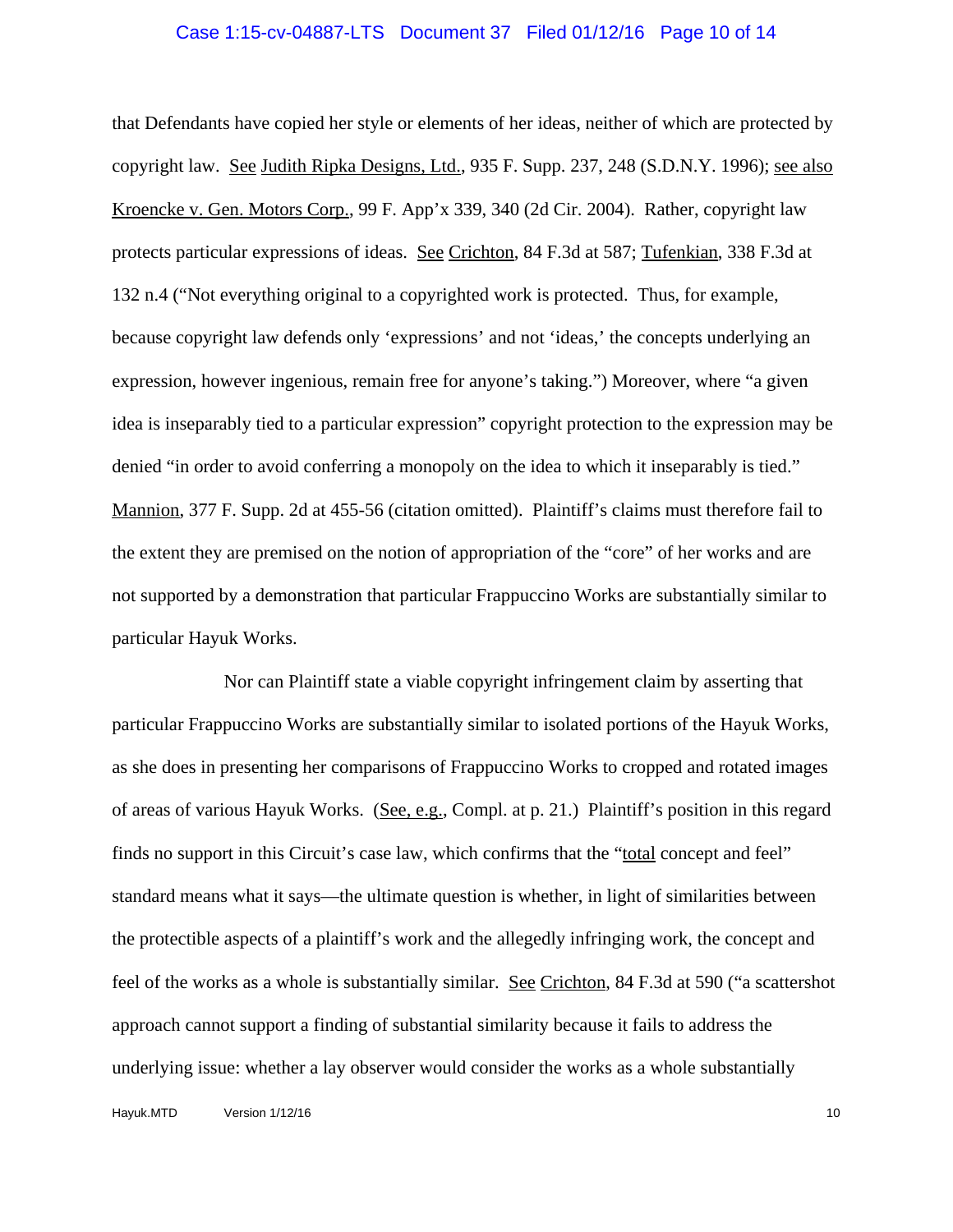that Defendants have copied her style or elements of her ideas, neither of which are protected by copyright law. See Judith Ripka Designs, Ltd., 935 F. Supp. 237, 248 (S.D.N.Y. 1996); see also Kroencke v. Gen. Motors Corp., 99 F. App'x 339, 340 (2d Cir. 2004). Rather, copyright law protects particular expressions of ideas. See Crichton, 84 F.3d at 587; Tufenkian, 338 F.3d at 132 n.4 ("Not everything original to a copyrighted work is protected. Thus, for example, because copyright law defends only 'expressions' and not 'ideas,' the concepts underlying an expression, however ingenious, remain free for anyone's taking.") Moreover, where "a given idea is inseparably tied to a particular expression" copyright protection to the expression may be denied "in order to avoid conferring a monopoly on the idea to which it inseparably is tied." Mannion, 377 F. Supp. 2d at 455-56 (citation omitted). Plaintiff's claims must therefore fail to the extent they are premised on the notion of appropriation of the "core" of her works and are not supported by a demonstration that particular Frappuccino Works are substantially similar to particular Hayuk Works.

Nor can Plaintiff state a viable copyright infringement claim by asserting that particular Frappuccino Works are substantially similar to isolated portions of the Hayuk Works, as she does in presenting her comparisons of Frappuccino Works to cropped and rotated images of areas of various Hayuk Works. (See, e.g., Compl. at p. 21.) Plaintiff's position in this regard finds no support in this Circuit's case law, which confirms that the "total concept and feel" standard means what it says—the ultimate question is whether, in light of similarities between the protectible aspects of a plaintiff's work and the allegedly infringing work, the concept and feel of the works as a whole is substantially similar. See Crichton, 84 F.3d at 590 ("a scattershot approach cannot support a finding of substantial similarity because it fails to address the underlying issue: whether a lay observer would consider the works as a whole substantially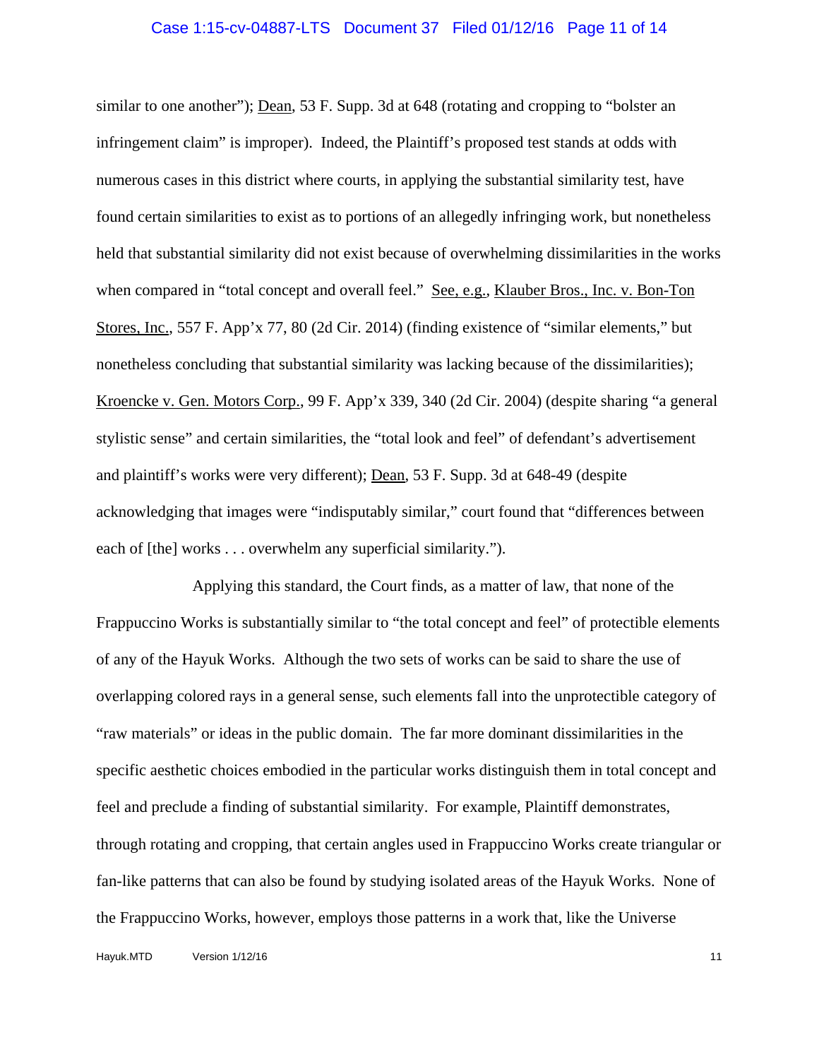similar to one another"); Dean, 53 F. Supp. 3d at 648 (rotating and cropping to "bolster an infringement claim" is improper). Indeed, the Plaintiff's proposed test stands at odds with numerous cases in this district where courts, in applying the substantial similarity test, have found certain similarities to exist as to portions of an allegedly infringing work, but nonetheless held that substantial similarity did not exist because of overwhelming dissimilarities in the works when compared in "total concept and overall feel." See, e.g., Klauber Bros., Inc. v. Bon-Ton Stores, Inc., 557 F. App'x 77, 80 (2d Cir. 2014) (finding existence of "similar elements," but nonetheless concluding that substantial similarity was lacking because of the dissimilarities); Kroencke v. Gen. Motors Corp., 99 F. App'x 339, 340 (2d Cir. 2004) (despite sharing "a general stylistic sense" and certain similarities, the "total look and feel" of defendant's advertisement and plaintiff's works were very different); Dean, 53 F. Supp. 3d at 648-49 (despite acknowledging that images were "indisputably similar," court found that "differences between each of [the] works . . . overwhelm any superficial similarity.").

Applying this standard, the Court finds, as a matter of law, that none of the Frappuccino Works is substantially similar to "the total concept and feel" of protectible elements of any of the Hayuk Works. Although the two sets of works can be said to share the use of overlapping colored rays in a general sense, such elements fall into the unprotectible category of "raw materials" or ideas in the public domain. The far more dominant dissimilarities in the specific aesthetic choices embodied in the particular works distinguish them in total concept and feel and preclude a finding of substantial similarity. For example, Plaintiff demonstrates, through rotating and cropping, that certain angles used in Frappuccino Works create triangular or fan-like patterns that can also be found by studying isolated areas of the Hayuk Works. None of the Frappuccino Works, however, employs those patterns in a work that, like the Universe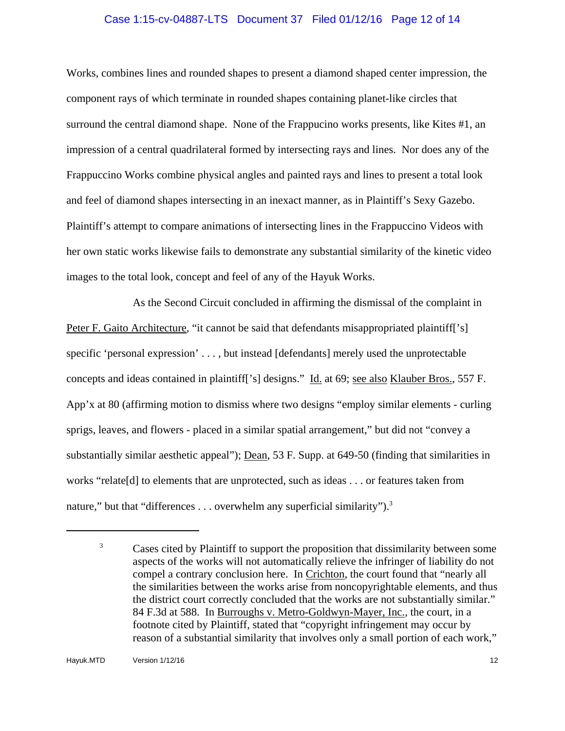Works, combines lines and rounded shapes to present a diamond shaped center impression, the component rays of which terminate in rounded shapes containing planet-like circles that surround the central diamond shape. None of the Frappucino works presents, like Kites #1, an impression of a central quadrilateral formed by intersecting rays and lines. Nor does any of the Frappuccino Works combine physical angles and painted rays and lines to present a total look and feel of diamond shapes intersecting in an inexact manner, as in Plaintiff's Sexy Gazebo. Plaintiff's attempt to compare animations of intersecting lines in the Frappuccino Videos with her own static works likewise fails to demonstrate any substantial similarity of the kinetic video images to the total look, concept and feel of any of the Hayuk Works.

As the Second Circuit concluded in affirming the dismissal of the complaint in Peter F. Gaito Architecture, "it cannot be said that defendants misappropriated plaintiff['s] specific 'personal expression' . . . , but instead [defendants] merely used the unprotectable concepts and ideas contained in plaintiff['s] designs." Id. at 69; see also Klauber Bros., 557 F. App'x at 80 (affirming motion to dismiss where two designs "employ similar elements - curling sprigs, leaves, and flowers - placed in a similar spatial arrangement," but did not "convey a substantially similar aesthetic appeal"); Dean, 53 F. Supp. at 649-50 (finding that similarities in works "relate[d] to elements that are unprotected, such as ideas . . . or features taken from nature," but that "differences . . . overwhelm any superficial similarity").[3]

[3] Cases cited by Plaintiff to support the proposition that dissimilarity between some aspects of the works will not automatically relieve the infringer of liability do not compel a contrary conclusion here. In Crichton, the court found that "nearly all the similarities between the works arise from noncopyrightable elements, and thus the district court correctly concluded that the works are not substantially similar." 84 F.3d at 588. In Burroughs v. Metro-Goldwyn-Mayer, Inc., the court, in a footnote cited by Plaintiff, stated that "copyright infringement may occur by reason of a substantial similarity that involves only a small portion of each work,"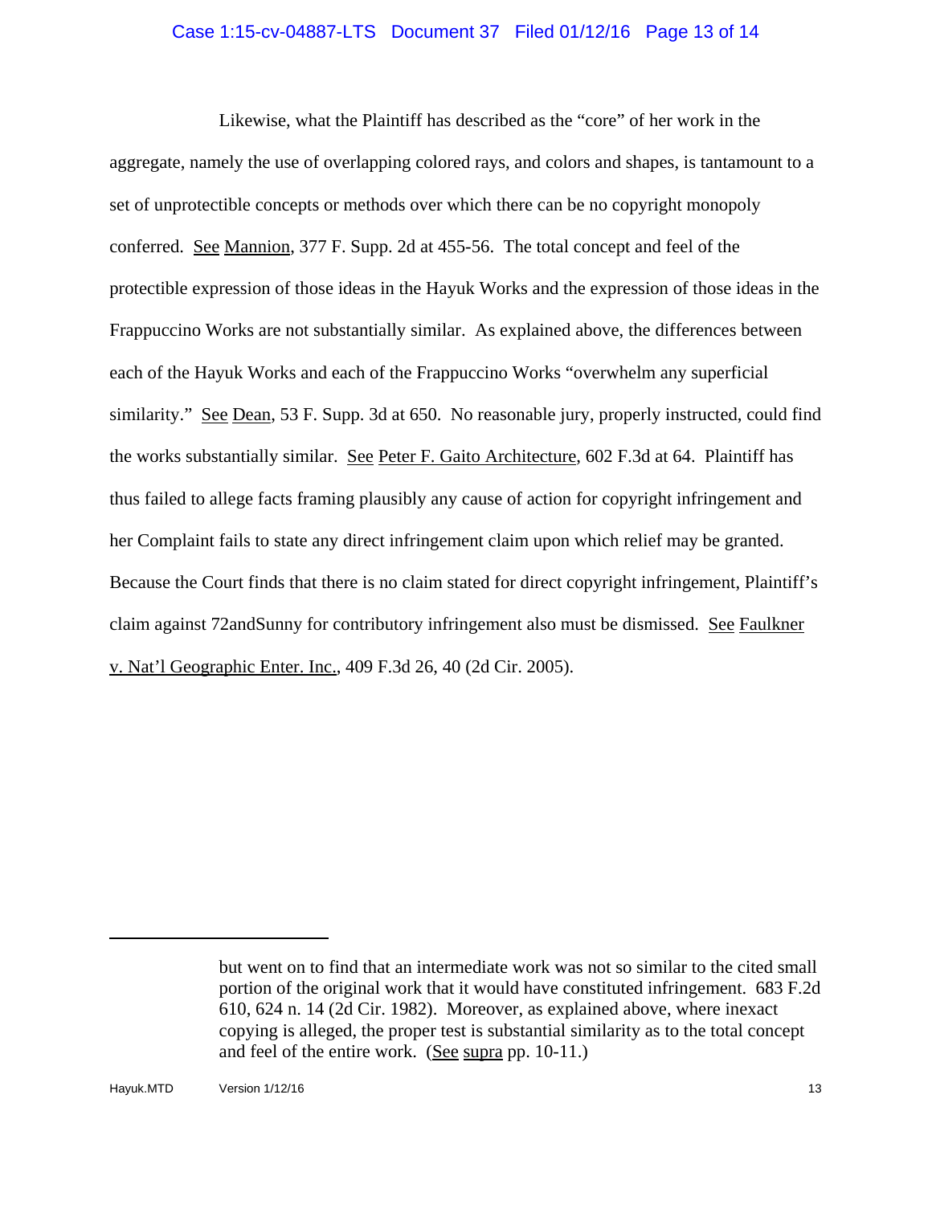Likewise, what the Plaintiff has described as the "core" of her work in the aggregate, namely the use of overlapping colored rays, and colors and shapes, is tantamount to a set of unprotectible concepts or methods over which there can be no copyright monopoly conferred. See Mannion, 377 F. Supp. 2d at 455-56. The total concept and feel of the protectible expression of those ideas in the Hayuk Works and the expression of those ideas in the Frappuccino Works are not substantially similar. As explained above, the differences between each of the Hayuk Works and each of the Frappuccino Works "overwhelm any superficial similarity." See Dean, 53 F. Supp. 3d at 650. No reasonable jury, properly instructed, could find the works substantially similar. See Peter F. Gaito Architecture, 602 F.3d at 64. Plaintiff has thus failed to allege facts framing plausibly any cause of action for copyright infringement and her Complaint fails to state any direct infringement claim upon which relief may be granted. Because the Court finds that there is no claim stated for direct copyright infringement, Plaintiff's claim against 72andSunny for contributory infringement also must be dismissed. See Faulkner v. Nat'l Geographic Enter. Inc., 409 F.3d 26, 40 (2d Cir. 2005).

---

but went on to find that an intermediate work was not so similar to the cited small portion of the original work that it would have constituted infringement. 683 F.2d 610, 624 n. 14 (2d Cir. 1982). Moreover, as explained above, where inexact copying is alleged, the proper test is substantial similarity as to the total concept and feel of the entire work. (See supra pp. 10-11.)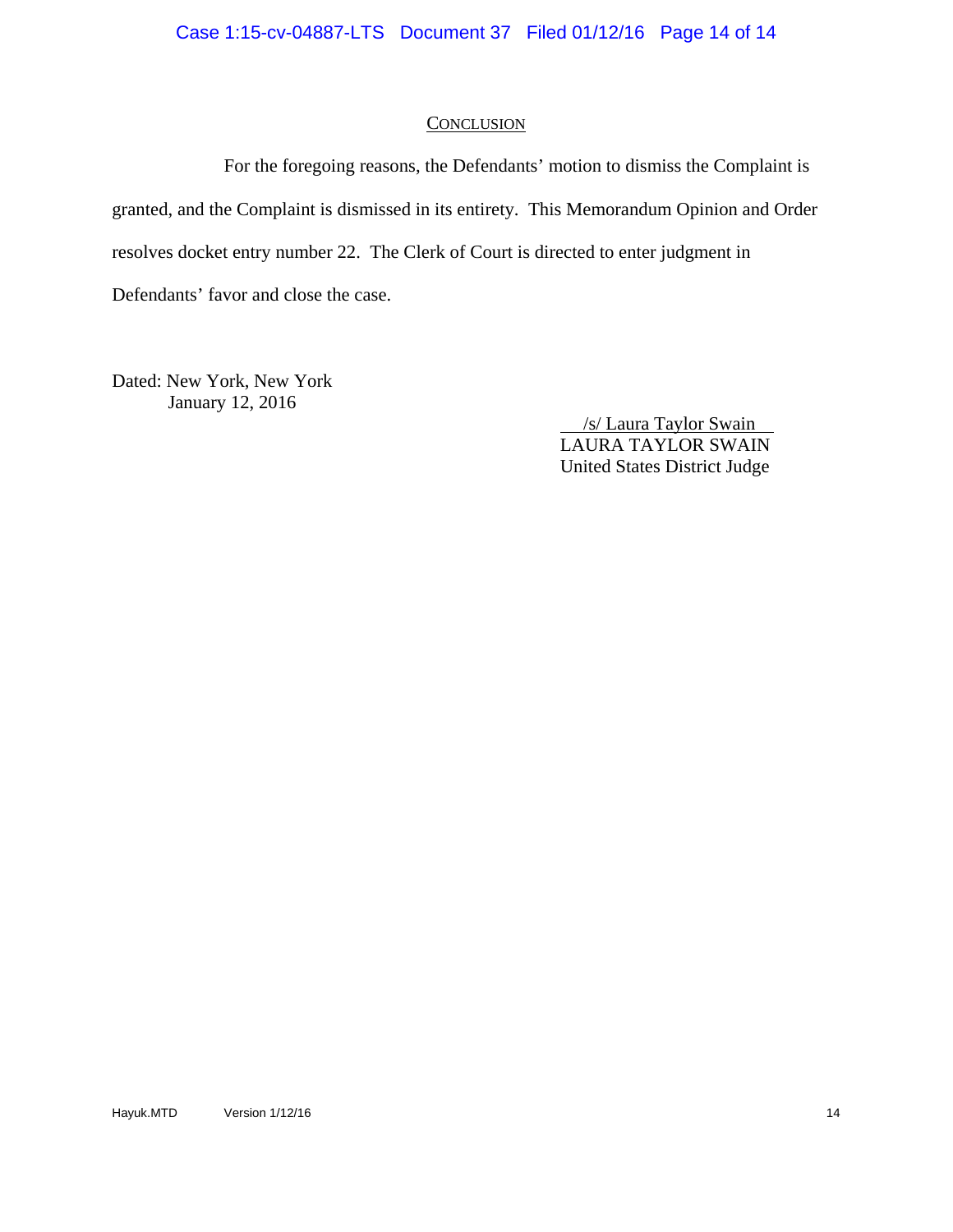## CONCLUSION

For the foregoing reasons, the Defendants' motion to dismiss the Complaint is granted, and the Complaint is dismissed in its entirety. This Memorandum Opinion and Order resolves docket entry number 22. The Clerk of Court is directed to enter judgment in Defendants' favor and close the case.

Dated: New York, New York
January 12, 2016

/s/ Laura Taylor Swain
LAURA TAYLOR SWAIN
United States District Judge

Hayuk.MTD Version 1/12/16